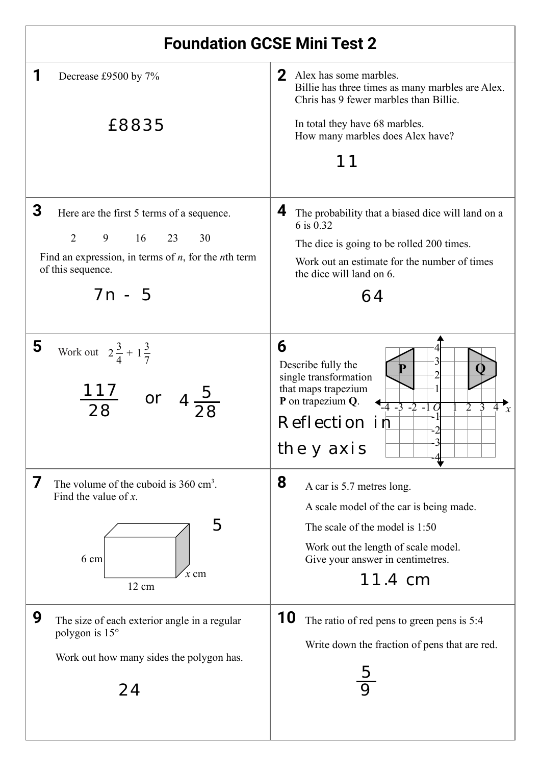# Foundation GCSE Mini Test 2

**1** Decrease £9500 by 7%

£8835

**2** Alex has some marbles.
Billie has three times as many marbles are Alex.
Chris has 9 fewer marbles than Billie.

In total they have 68 marbles.
How many marbles does Alex have?

11

**3** Here are the first 5 terms of a sequence.

2 9 16 23 30

Find an expression, in terms of $n$, for the $n$th term of this sequence.

$7n - 5$

**4** The probability that a biased dice will land on a 6 is 0.32

The dice is going to be rolled 200 times.

Work out an estimate for the number of times the dice will land on 6.

64

**5** Work out $2\frac{3}{4} + 1\frac{3}{7}$

$\frac{117}{28}$ or $4\frac{5}{28}$

**6** Describe fully the single transformation that maps trapezium **P** on trapezium **Q**.

Reflection in the y axis

**7** The volume of the cuboid is 360 cm³.
Find the value of $x$.

6 cm, 12 cm, $x$ cm

5

**8** A car is 5.7 metres long.

A scale model of the car is being made.

The scale of the model is 1:50

Work out the length of scale model.
Give your answer in centimetres.

11.4 cm

**9** The size of each exterior angle in a regular polygon is 15°

Work out how many sides the polygon has.

24

**10** The ratio of red pens to green pens is 5:4

Write down the fraction of pens that are red.

$\frac{5}{9}$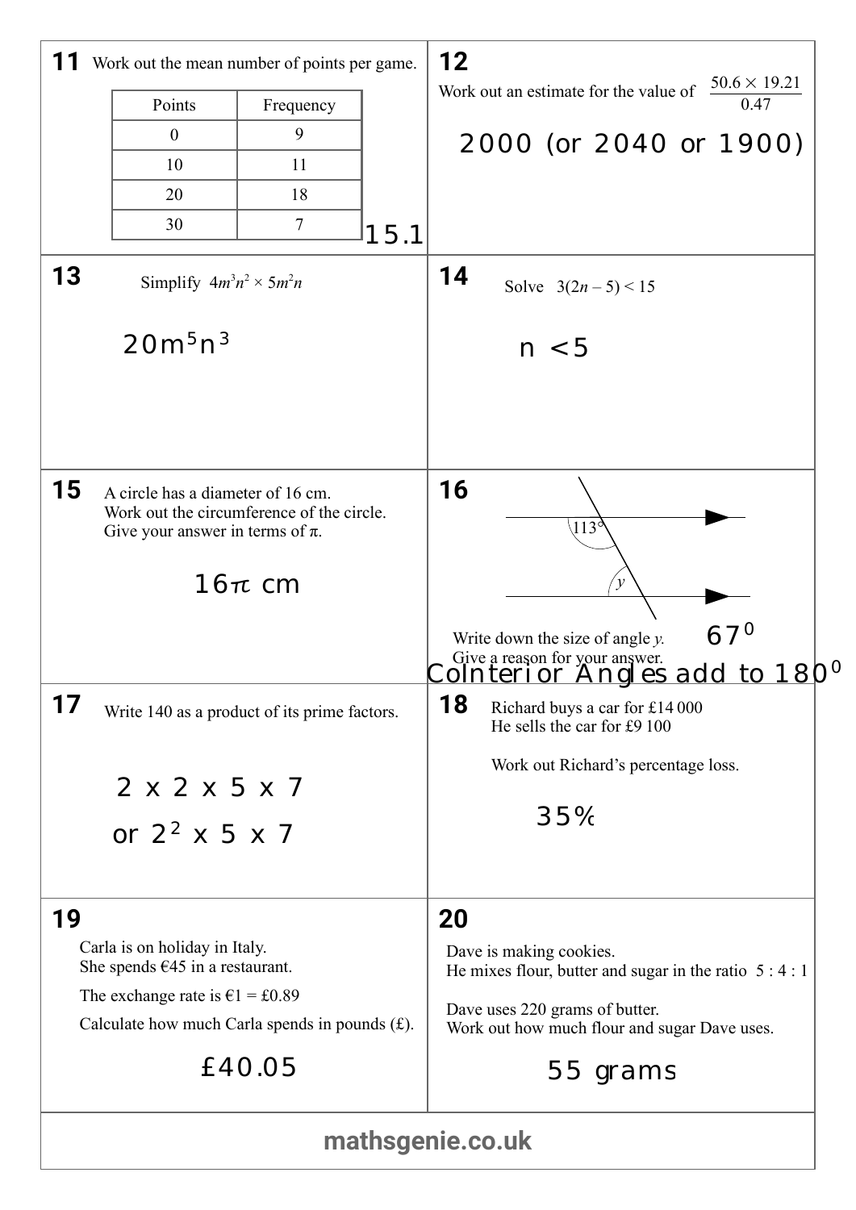**11** Work out the mean number of points per game.

| Points | Frequency |
|---|---|
| 0 | 9 |
| 10 | 11 |
| 20 | 18 |
| 30 | 7 |

15.1

**12** Work out an estimate for the value of $\frac{50.6 \times 19.21}{0.47}$

2000 (or 2040 or 1900)

**13** Simplify $4m^3n^2 \times 5m^2n$

$20m^5n^3$

**14** Solve $3(2n - 5) < 15$

$n < 5$

**15** A circle has a diameter of 16 cm.
Work out the circumference of the circle.
Give your answer in terms of $\pi$.

$16\pi$ cm

**16**

113°

*y*

Write down the size of angle *y*.
Give a reason for your answer.

$67^0$

CoInterior Angles add to $180^0$

**17** Write 140 as a product of its prime factors.

2 x 2 x 5 x 7

or $2^2$ x 5 x 7

**18** Richard buys a car for £14 000
He sells the car for £9 100

Work out Richard's percentage loss.

35%

**19**
Carla is on holiday in Italy.
She spends €45 in a restaurant.

The exchange rate is €1 = £0.89

Calculate how much Carla spends in pounds (£).

£40.05

**20**
Dave is making cookies.
He mixes flour, butter and sugar in the ratio 5 : 4 : 1

Dave uses 220 grams of butter.
Work out how much flour and sugar Dave uses.

55 grams

mathsgenie.co.uk